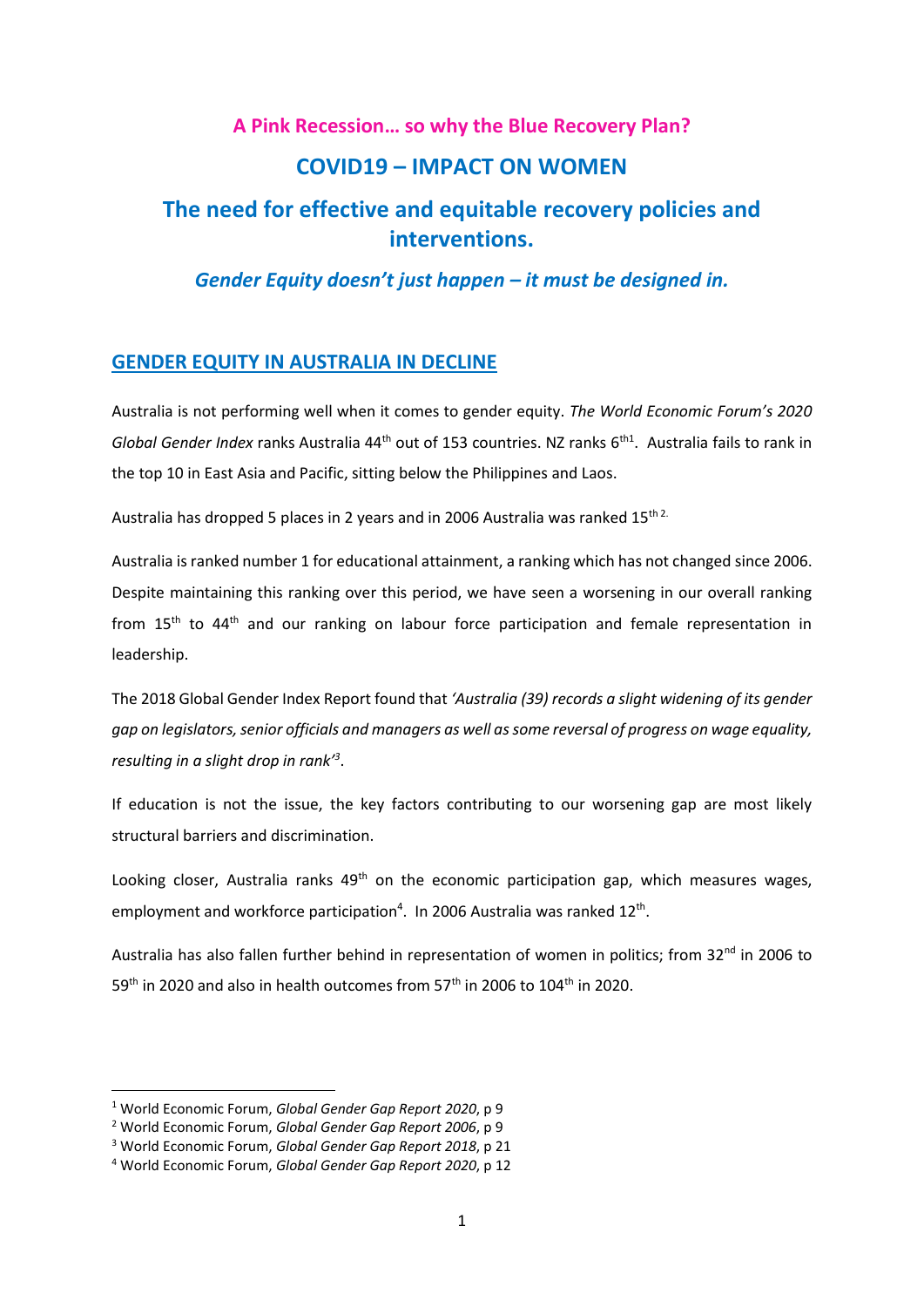# A Pink Recession… so why the Blue Recovery Plan?

# COVID19 – IMPACT ON WOMEN

# The need for effective and equitable recovery policies and interventions.

### *Gender Equity doesn't just happen – it must be designed in.*

## GENDER EQUITY IN AUSTRALIA IN DECLINE

Australia is not performing well when it comes to gender equity. *The World Economic Forum's 2020 Global Gender Index* ranks Australia 44th out of 153 countries. NZ ranks 6th[1]. Australia fails to rank in the top 10 in East Asia and Pacific, sitting below the Philippines and Laos.

Australia has dropped 5 places in 2 years and in 2006 Australia was ranked 15th[2].

Australia is ranked number 1 for educational attainment, a ranking which has not changed since 2006. Despite maintaining this ranking over this period, we have seen a worsening in our overall ranking from 15th to 44th and our ranking on labour force participation and female representation in leadership.

The 2018 Global Gender Index Report found that *'Australia (39) records a slight widening of its gender gap on legislators, senior officials and managers as well as some reversal of progress on wage equality, resulting in a slight drop in rank'*[3].

If education is not the issue, the key factors contributing to our worsening gap are most likely structural barriers and discrimination.

Looking closer, Australia ranks 49th on the economic participation gap, which measures wages, employment and workforce participation[4]. In 2006 Australia was ranked 12th.

Australia has also fallen further behind in representation of women in politics; from 32nd in 2006 to 59th in 2020 and also in health outcomes from 57th in 2006 to 104th in 2020.

---

[1] World Economic Forum, *Global Gender Gap Report 2020*, p 9

[2] World Economic Forum, *Global Gender Gap Report 2006*, p 9

[3] World Economic Forum, *Global Gender Gap Report 2018*, p 21

[4] World Economic Forum, *Global Gender Gap Report 2020*, p 12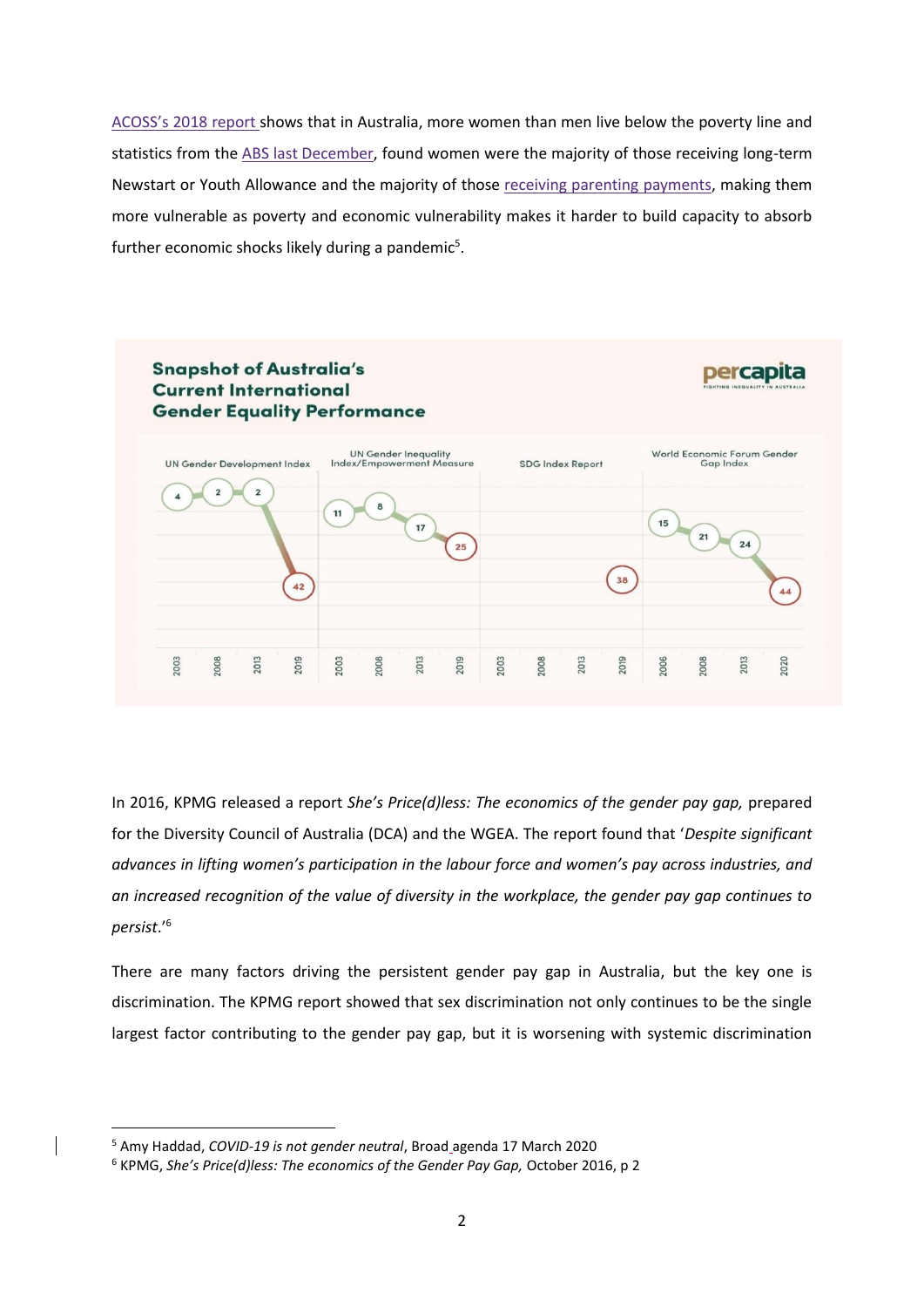ACOSS's 2018 report shows that in Australia, more women than men live below the poverty line and statistics from the ABS last December, found women were the majority of those receiving long-term Newstart or Youth Allowance and the majority of those receiving parenting payments, making them more vulnerable as poverty and economic vulnerability makes it harder to build capacity to absorb further economic shocks likely during a pandemic[5].

**Snapshot of Australia's Current International Gender Equality Performance**

percapita — FIGHTING INEQUALITY IN AUSTRALIA

| UN Gender Development Index | | UN Gender Inequality Index/Empowerment Measure | | SDG Index Report | | World Economic Forum Gender Gap Index | |
|---|---|---|---|---|---|---|---|
| 2003 | 4 | 2003 | 11 | 2003 | | 2006 | 15 |
| 2008 | 2 | 2008 | 8 | 2008 | | 2008 | 21 |
| 2013 | 2 | 2013 | 17 | 2013 | | 2013 | 24 |
| 2019 | 42 | 2019 | 25 | 2019 | 38 | 2020 | 44 |

In 2016, KPMG released a report *She's Price(d)less: The economics of the gender pay gap,* prepared for the Diversity Council of Australia (DCA) and the WGEA. The report found that '*Despite significant advances in lifting women's participation in the labour force and women's pay across industries, and an increased recognition of the value of diversity in the workplace, the gender pay gap continues to persist.*'[6]

There are many factors driving the persistent gender pay gap in Australia, but the key one is discrimination. The KPMG report showed that sex discrimination not only continues to be the single largest factor contributing to the gender pay gap, but it is worsening with systemic discrimination

---

[5] Amy Haddad, *COVID-19 is not gender neutral*, Broad agenda 17 March 2020

[6] KPMG, *She's Price(d)less: The economics of the Gender Pay Gap,* October 2016, p 2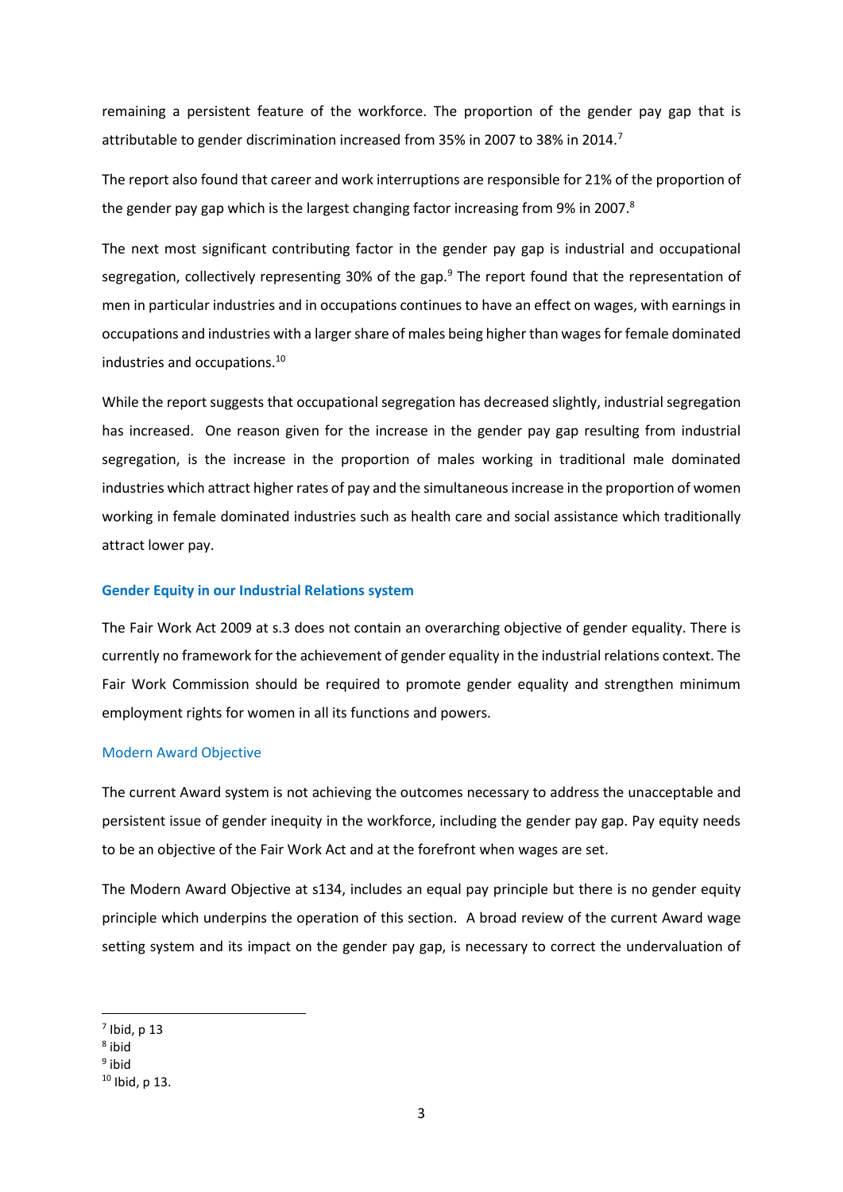remaining a persistent feature of the workforce. The proportion of the gender pay gap that is attributable to gender discrimination increased from 35% in 2007 to 38% in 2014.[7]

The report also found that career and work interruptions are responsible for 21% of the proportion of the gender pay gap which is the largest changing factor increasing from 9% in 2007.[8]

The next most significant contributing factor in the gender pay gap is industrial and occupational segregation, collectively representing 30% of the gap.[9] The report found that the representation of men in particular industries and in occupations continues to have an effect on wages, with earnings in occupations and industries with a larger share of males being higher than wages for female dominated industries and occupations.[10]

While the report suggests that occupational segregation has decreased slightly, industrial segregation has increased. One reason given for the increase in the gender pay gap resulting from industrial segregation, is the increase in the proportion of males working in traditional male dominated industries which attract higher rates of pay and the simultaneous increase in the proportion of women working in female dominated industries such as health care and social assistance which traditionally attract lower pay.

## Gender Equity in our Industrial Relations system

The Fair Work Act 2009 at s.3 does not contain an overarching objective of gender equality. There is currently no framework for the achievement of gender equality in the industrial relations context. The Fair Work Commission should be required to promote gender equality and strengthen minimum employment rights for women in all its functions and powers.

### Modern Award Objective

The current Award system is not achieving the outcomes necessary to address the unacceptable and persistent issue of gender inequity in the workforce, including the gender pay gap. Pay equity needs to be an objective of the Fair Work Act and at the forefront when wages are set.

The Modern Award Objective at s134, includes an equal pay principle but there is no gender equity principle which underpins the operation of this section. A broad review of the current Award wage setting system and its impact on the gender pay gap, is necessary to correct the undervaluation of

---

[7] Ibid, p 13

[8] ibid

[9] ibid

[10] Ibid, p 13.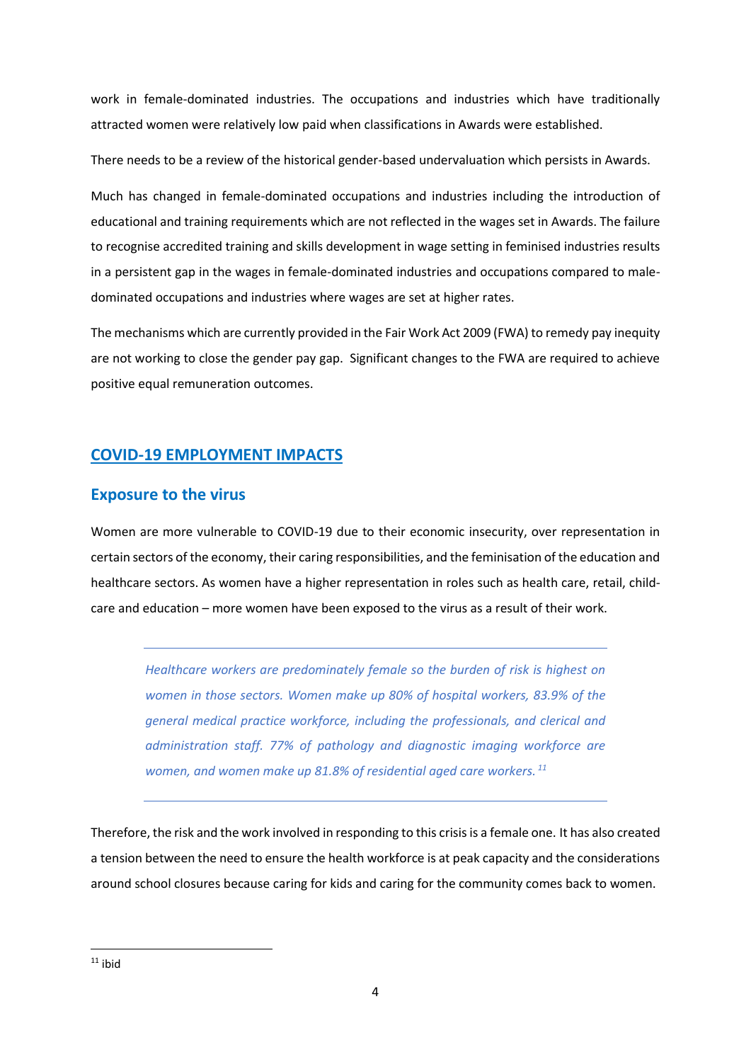work in female-dominated industries. The occupations and industries which have traditionally attracted women were relatively low paid when classifications in Awards were established.

There needs to be a review of the historical gender-based undervaluation which persists in Awards.

Much has changed in female-dominated occupations and industries including the introduction of educational and training requirements which are not reflected in the wages set in Awards. The failure to recognise accredited training and skills development in wage setting in feminised industries results in a persistent gap in the wages in female-dominated industries and occupations compared to male-dominated occupations and industries where wages are set at higher rates.

The mechanisms which are currently provided in the Fair Work Act 2009 (FWA) to remedy pay inequity are not working to close the gender pay gap. Significant changes to the FWA are required to achieve positive equal remuneration outcomes.

## COVID-19 EMPLOYMENT IMPACTS

### Exposure to the virus

Women are more vulnerable to COVID-19 due to their economic insecurity, over representation in certain sectors of the economy, their caring responsibilities, and the feminisation of the education and healthcare sectors. As women have a higher representation in roles such as health care, retail, child-care and education – more women have been exposed to the virus as a result of their work.

> *Healthcare workers are predominately female so the burden of risk is highest on women in those sectors. Women make up 80% of hospital workers, 83.9% of the general medical practice workforce, including the professionals, and clerical and administration staff. 77% of pathology and diagnostic imaging workforce are women, and women make up 81.8% of residential aged care workers.* [11]

Therefore, the risk and the work involved in responding to this crisis is a female one. It has also created a tension between the need to ensure the health workforce is at peak capacity and the considerations around school closures because caring for kids and caring for the community comes back to women.

[11] ibid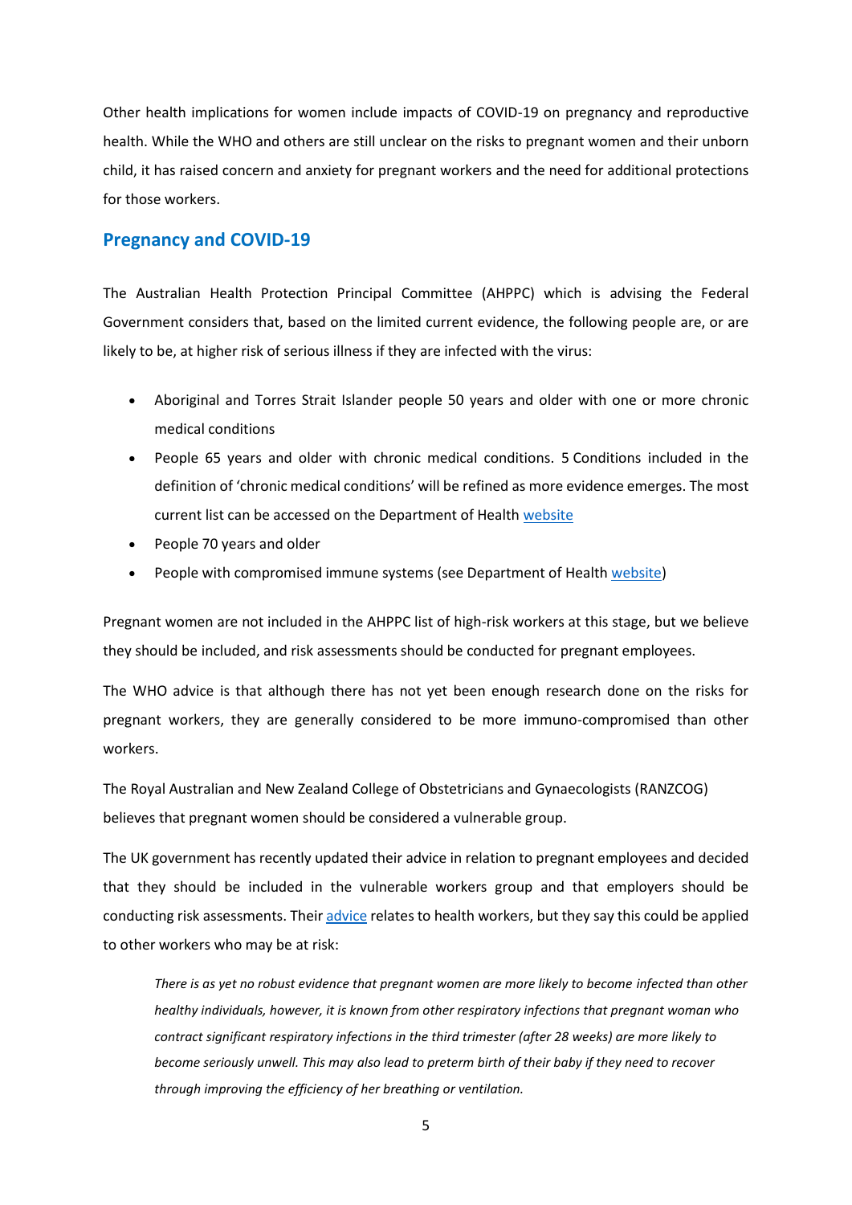Other health implications for women include impacts of COVID-19 on pregnancy and reproductive health. While the WHO and others are still unclear on the risks to pregnant women and their unborn child, it has raised concern and anxiety for pregnant workers and the need for additional protections for those workers.

## Pregnancy and COVID-19

The Australian Health Protection Principal Committee (AHPPC) which is advising the Federal Government considers that, based on the limited current evidence, the following people are, or are likely to be, at higher risk of serious illness if they are infected with the virus:

- Aboriginal and Torres Strait Islander people 50 years and older with one or more chronic medical conditions
- People 65 years and older with chronic medical conditions. 5 Conditions included in the definition of 'chronic medical conditions' will be refined as more evidence emerges. The most current list can be accessed on the Department of Health website
- People 70 years and older
- People with compromised immune systems (see Department of Health website)

Pregnant women are not included in the AHPPC list of high-risk workers at this stage, but we believe they should be included, and risk assessments should be conducted for pregnant employees.

The WHO advice is that although there has not yet been enough research done on the risks for pregnant workers, they are generally considered to be more immuno-compromised than other workers.

The Royal Australian and New Zealand College of Obstetricians and Gynaecologists (RANZCOG) believes that pregnant women should be considered a vulnerable group.

The UK government has recently updated their advice in relation to pregnant employees and decided that they should be included in the vulnerable workers group and that employers should be conducting risk assessments. Their advice relates to health workers, but they say this could be applied to other workers who may be at risk:

> *There is as yet no robust evidence that pregnant women are more likely to become infected than other healthy individuals, however, it is known from other respiratory infections that pregnant woman who contract significant respiratory infections in the third trimester (after 28 weeks) are more likely to become seriously unwell. This may also lead to preterm birth of their baby if they need to recover through improving the efficiency of her breathing or ventilation.*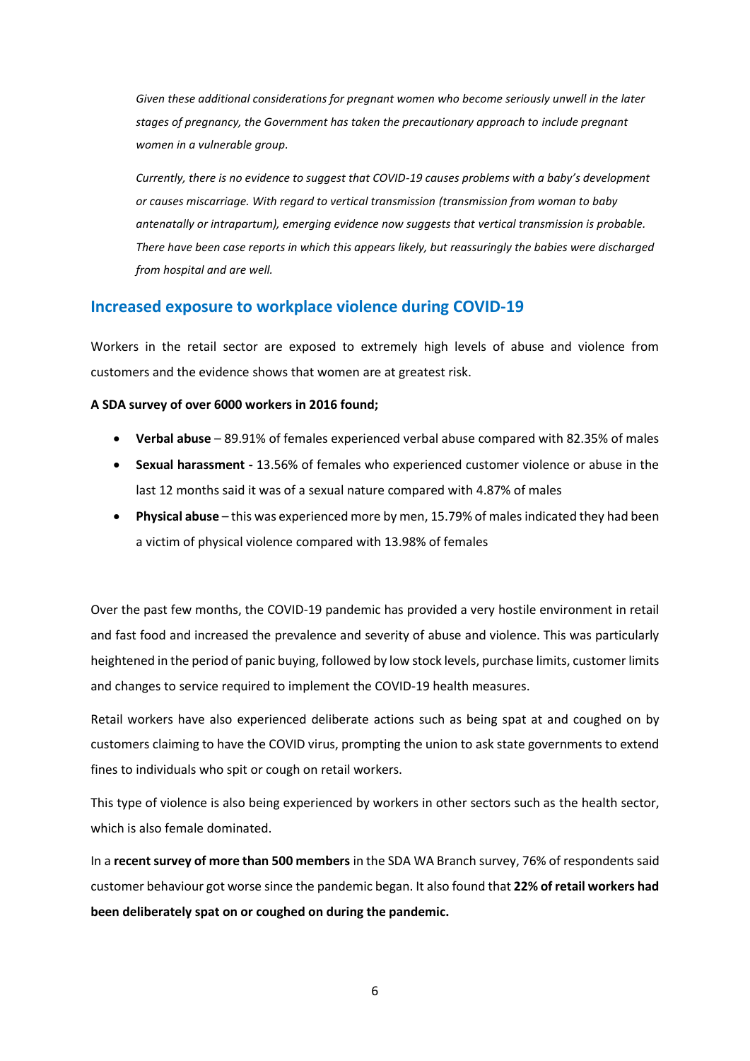*Given these additional considerations for pregnant women who become seriously unwell in the later stages of pregnancy, the Government has taken the precautionary approach to include pregnant women in a vulnerable group.*

*Currently, there is no evidence to suggest that COVID-19 causes problems with a baby's development or causes miscarriage. With regard to vertical transmission (transmission from woman to baby antenatally or intrapartum), emerging evidence now suggests that vertical transmission is probable. There have been case reports in which this appears likely, but reassuringly the babies were discharged from hospital and are well.*

## Increased exposure to workplace violence during COVID-19

Workers in the retail sector are exposed to extremely high levels of abuse and violence from customers and the evidence shows that women are at greatest risk.

**A SDA survey of over 6000 workers in 2016 found;**

- **Verbal abuse** – 89.91% of females experienced verbal abuse compared with 82.35% of males
- **Sexual harassment -** 13.56% of females who experienced customer violence or abuse in the last 12 months said it was of a sexual nature compared with 4.87% of males
- **Physical abuse** – this was experienced more by men, 15.79% of males indicated they had been a victim of physical violence compared with 13.98% of females

Over the past few months, the COVID-19 pandemic has provided a very hostile environment in retail and fast food and increased the prevalence and severity of abuse and violence. This was particularly heightened in the period of panic buying, followed by low stock levels, purchase limits, customer limits and changes to service required to implement the COVID-19 health measures.

Retail workers have also experienced deliberate actions such as being spat at and coughed on by customers claiming to have the COVID virus, prompting the union to ask state governments to extend fines to individuals who spit or cough on retail workers.

This type of violence is also being experienced by workers in other sectors such as the health sector, which is also female dominated.

In a **recent survey of more than 500 members** in the SDA WA Branch survey, 76% of respondents said customer behaviour got worse since the pandemic began. It also found that **22% of retail workers had been deliberately spat on or coughed on during the pandemic.**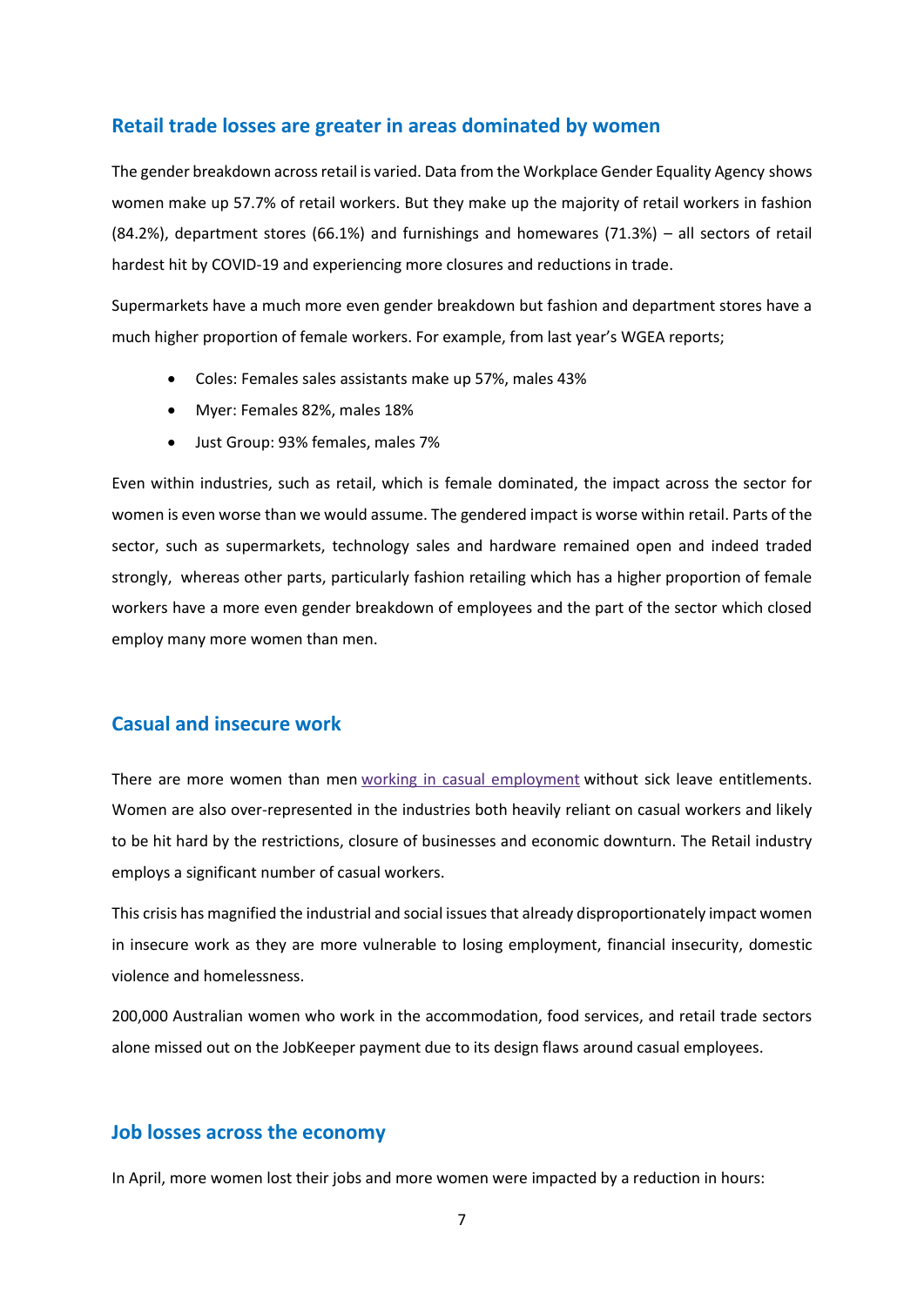## Retail trade losses are greater in areas dominated by women

The gender breakdown across retail is varied. Data from the Workplace Gender Equality Agency shows women make up 57.7% of retail workers. But they make up the majority of retail workers in fashion (84.2%), department stores (66.1%) and furnishings and homewares (71.3%) – all sectors of retail hardest hit by COVID-19 and experiencing more closures and reductions in trade.

Supermarkets have a much more even gender breakdown but fashion and department stores have a much higher proportion of female workers. For example, from last year's WGEA reports;

- Coles: Females sales assistants make up 57%, males 43%
- Myer: Females 82%, males 18%
- Just Group: 93% females, males 7%

Even within industries, such as retail, which is female dominated, the impact across the sector for women is even worse than we would assume. The gendered impact is worse within retail. Parts of the sector, such as supermarkets, technology sales and hardware remained open and indeed traded strongly, whereas other parts, particularly fashion retailing which has a higher proportion of female workers have a more even gender breakdown of employees and the part of the sector which closed employ many more women than men.

## Casual and insecure work

There are more women than men working in casual employment without sick leave entitlements. Women are also over-represented in the industries both heavily reliant on casual workers and likely to be hit hard by the restrictions, closure of businesses and economic downturn. The Retail industry employs a significant number of casual workers.

This crisis has magnified the industrial and social issues that already disproportionately impact women in insecure work as they are more vulnerable to losing employment, financial insecurity, domestic violence and homelessness.

200,000 Australian women who work in the accommodation, food services, and retail trade sectors alone missed out on the JobKeeper payment due to its design flaws around casual employees.

## Job losses across the economy

In April, more women lost their jobs and more women were impacted by a reduction in hours: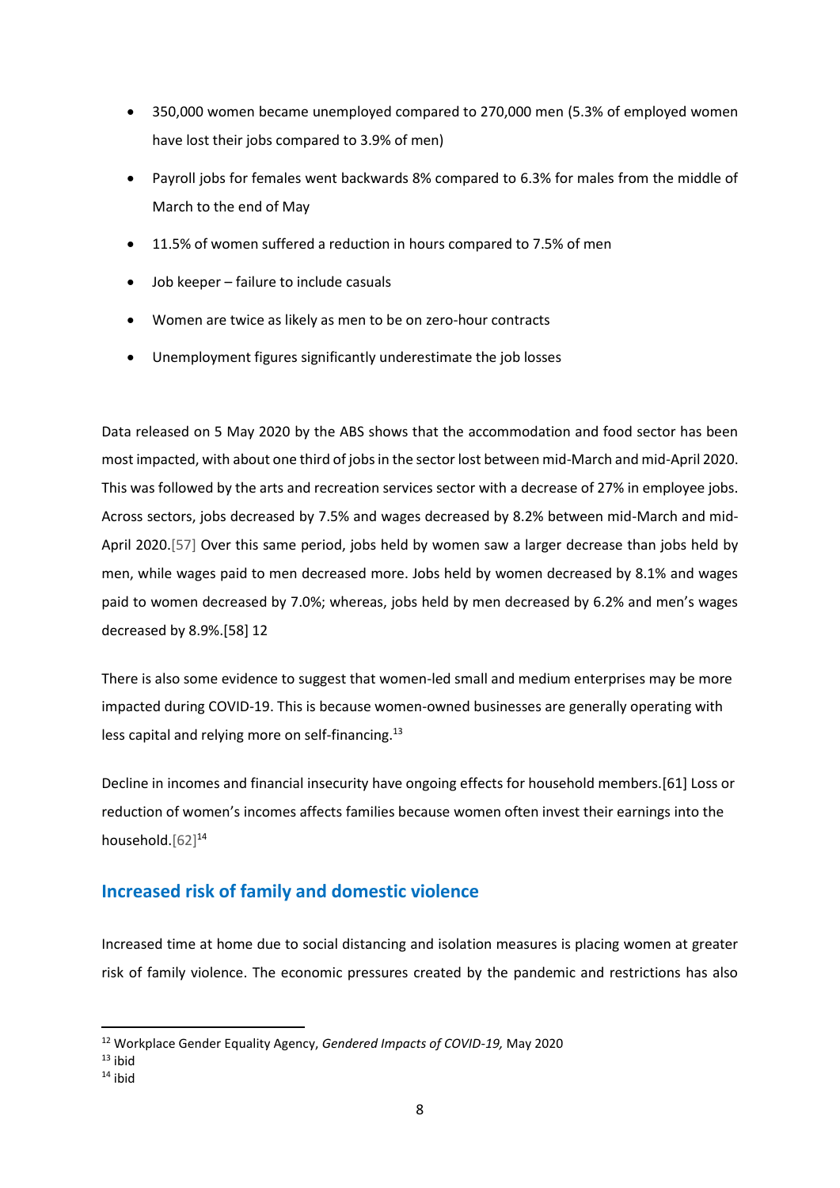- 350,000 women became unemployed compared to 270,000 men (5.3% of employed women have lost their jobs compared to 3.9% of men)
- Payroll jobs for females went backwards 8% compared to 6.3% for males from the middle of March to the end of May
- 11.5% of women suffered a reduction in hours compared to 7.5% of men
- Job keeper – failure to include casuals
- Women are twice as likely as men to be on zero-hour contracts
- Unemployment figures significantly underestimate the job losses

Data released on 5 May 2020 by the ABS shows that the accommodation and food sector has been most impacted, with about one third of jobs in the sector lost between mid-March and mid-April 2020. This was followed by the arts and recreation services sector with a decrease of 27% in employee jobs. Across sectors, jobs decreased by 7.5% and wages decreased by 8.2% between mid-March and mid-April 2020.[57] Over this same period, jobs held by women saw a larger decrease than jobs held by men, while wages paid to men decreased more. Jobs held by women decreased by 8.1% and wages paid to women decreased by 7.0%; whereas, jobs held by men decreased by 6.2% and men's wages decreased by 8.9%.[58] 12

There is also some evidence to suggest that women-led small and medium enterprises may be more impacted during COVID-19. This is because women-owned businesses are generally operating with less capital and relying more on self-financing.[13]

Decline in incomes and financial insecurity have ongoing effects for household members.[61] Loss or reduction of women's incomes affects families because women often invest their earnings into the household.[62][14]

## Increased risk of family and domestic violence

Increased time at home due to social distancing and isolation measures is placing women at greater risk of family violence. The economic pressures created by the pandemic and restrictions has also

---

[12] Workplace Gender Equality Agency, *Gendered Impacts of COVID-19,* May 2020

[13] ibid

[14] ibid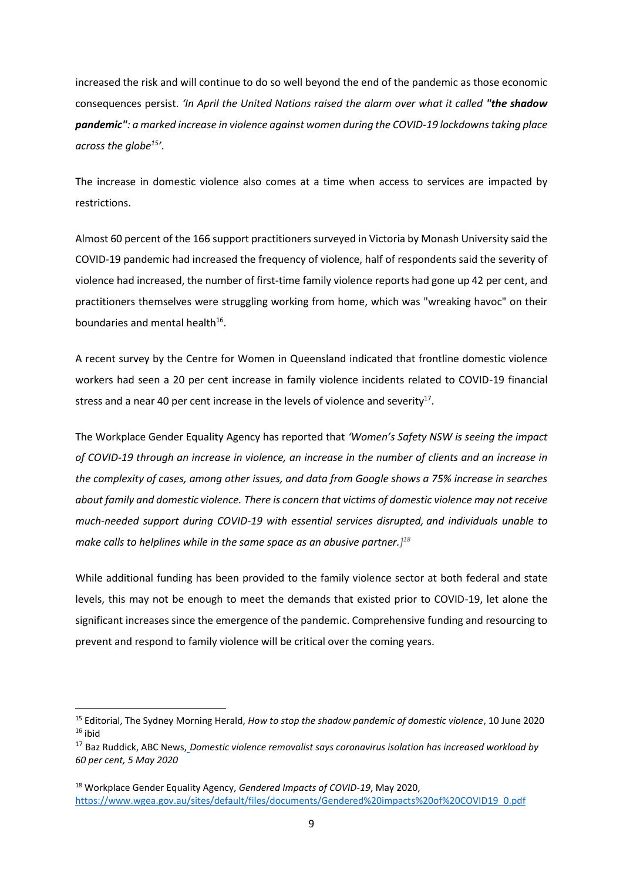increased the risk and will continue to do so well beyond the end of the pandemic as those economic consequences persist. *'In April the United Nations raised the alarm over what it called **"the shadow pandemic"**: a marked increase in violence against women during the COVID-19 lockdowns taking place across the globe*[15]*'*.

The increase in domestic violence also comes at a time when access to services are impacted by restrictions.

Almost 60 percent of the 166 support practitioners surveyed in Victoria by Monash University said the COVID-19 pandemic had increased the frequency of violence, half of respondents said the severity of violence had increased, the number of first-time family violence reports had gone up 42 per cent, and practitioners themselves were struggling working from home, which was "wreaking havoc" on their boundaries and mental health[16].

A recent survey by the Centre for Women in Queensland indicated that frontline domestic violence workers had seen a 20 per cent increase in family violence incidents related to COVID-19 financial stress and a near 40 per cent increase in the levels of violence and severity[17].

The Workplace Gender Equality Agency has reported that *'Women's Safety NSW is seeing the impact of COVID-19 through an increase in violence, an increase in the number of clients and an increase in the complexity of cases, among other issues, and data from Google shows a 75% increase in searches about family and domestic violence. There is concern that victims of domestic violence may not receive much-needed support during COVID-19 with essential services disrupted, and individuals unable to make calls to helplines while in the same space as an abusive partner.]*[18]

While additional funding has been provided to the family violence sector at both federal and state levels, this may not be enough to meet the demands that existed prior to COVID-19, let alone the significant increases since the emergence of the pandemic. Comprehensive funding and resourcing to prevent and respond to family violence will be critical over the coming years.

---

[15] Editorial, The Sydney Morning Herald, *How to stop the shadow pandemic of domestic violence*, 10 June 2020

[16] ibid

[17] Baz Ruddick, ABC News, *Domestic violence removalist says coronavirus isolation has increased workload by 60 per cent, 5 May 2020*

[18] Workplace Gender Equality Agency, *Gendered Impacts of COVID-19*, May 2020, https://www.wgea.gov.au/sites/default/files/documents/Gendered%20impacts%20of%20COVID19_0.pdf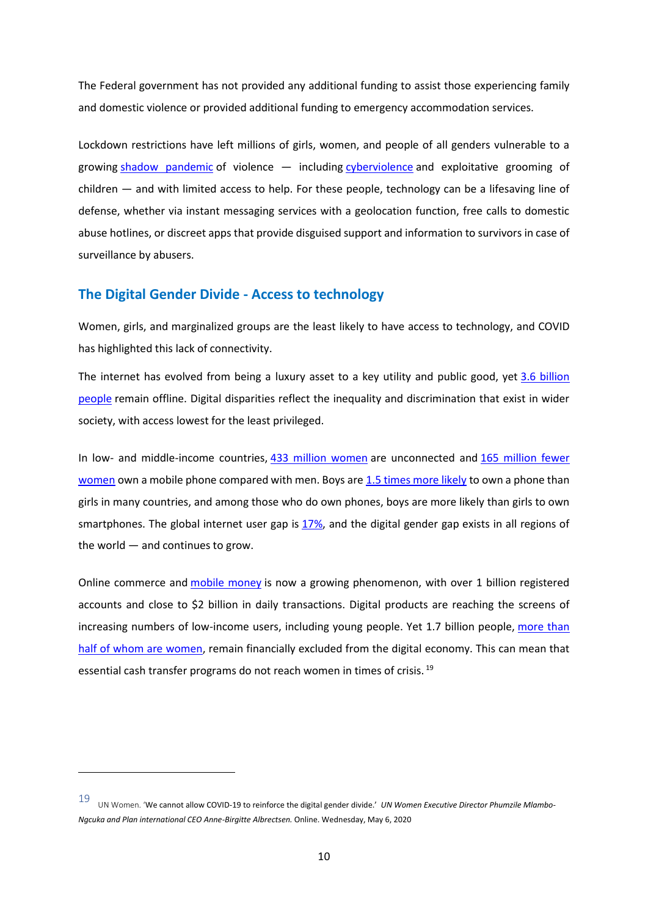The Federal government has not provided any additional funding to assist those experiencing family and domestic violence or provided additional funding to emergency accommodation services.

Lockdown restrictions have left millions of girls, women, and people of all genders vulnerable to a growing shadow pandemic of violence — including cyberviolence and exploitative grooming of children — and with limited access to help. For these people, technology can be a lifesaving line of defense, whether via instant messaging services with a geolocation function, free calls to domestic abuse hotlines, or discreet apps that provide disguised support and information to survivors in case of surveillance by abusers.

## The Digital Gender Divide - Access to technology

Women, girls, and marginalized groups are the least likely to have access to technology, and COVID has highlighted this lack of connectivity.

The internet has evolved from being a luxury asset to a key utility and public good, yet 3.6 billion people remain offline. Digital disparities reflect the inequality and discrimination that exist in wider society, with access lowest for the least privileged.

In low- and middle-income countries, 433 million women are unconnected and 165 million fewer women own a mobile phone compared with men. Boys are 1.5 times more likely to own a phone than girls in many countries, and among those who do own phones, boys are more likely than girls to own smartphones. The global internet user gap is 17%, and the digital gender gap exists in all regions of the world — and continues to grow.

Online commerce and mobile money is now a growing phenomenon, with over 1 billion registered accounts and close to $2 billion in daily transactions. Digital products are reaching the screens of increasing numbers of low-income users, including young people. Yet 1.7 billion people, more than half of whom are women, remain financially excluded from the digital economy. This can mean that essential cash transfer programs do not reach women in times of crisis. [19]

---

[19] UN Women. 'We cannot allow COVID-19 to reinforce the digital gender divide.' *UN Women Executive Director Phumzile Mlambo-Ngcuka and Plan international CEO Anne-Birgitte Albrectsen.* Online. Wednesday, May 6, 2020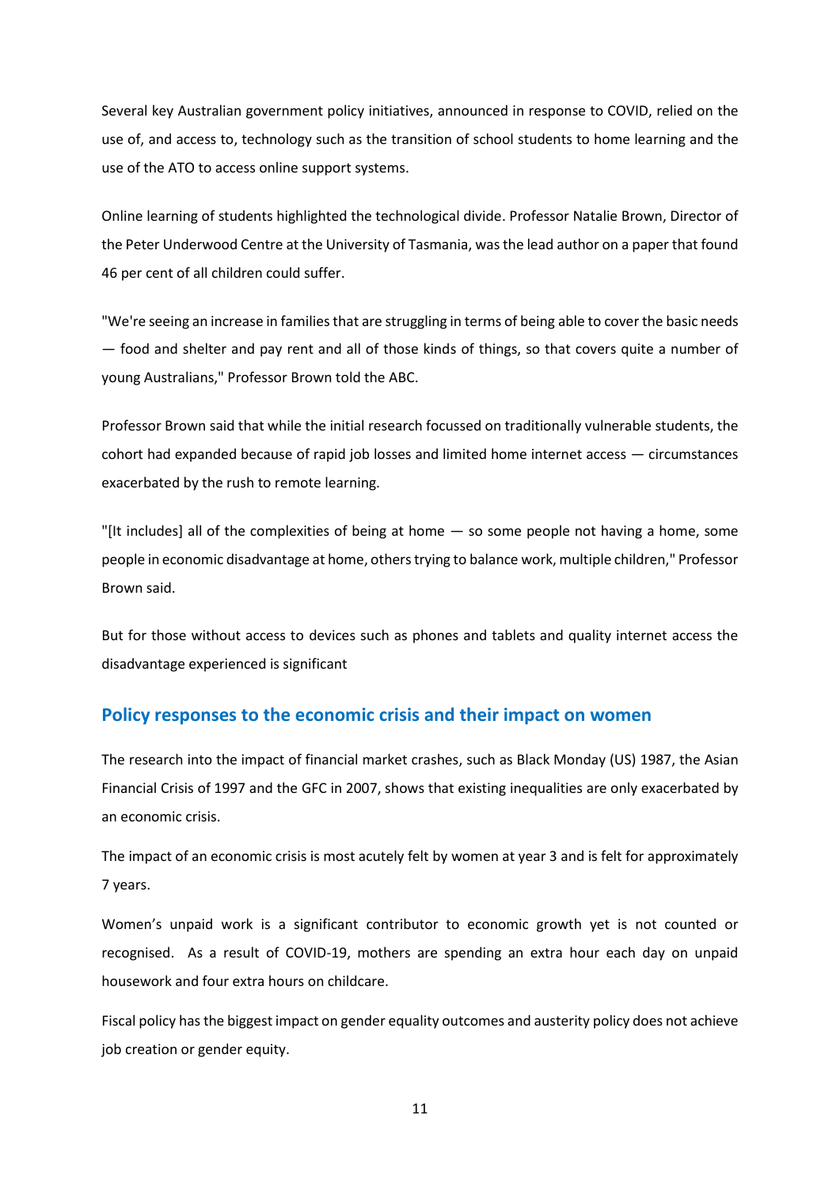Several key Australian government policy initiatives, announced in response to COVID, relied on the use of, and access to, technology such as the transition of school students to home learning and the use of the ATO to access online support systems.

Online learning of students highlighted the technological divide. Professor Natalie Brown, Director of the Peter Underwood Centre at the University of Tasmania, was the lead author on a paper that found 46 per cent of all children could suffer.

"We're seeing an increase in families that are struggling in terms of being able to cover the basic needs — food and shelter and pay rent and all of those kinds of things, so that covers quite a number of young Australians," Professor Brown told the ABC.

Professor Brown said that while the initial research focussed on traditionally vulnerable students, the cohort had expanded because of rapid job losses and limited home internet access — circumstances exacerbated by the rush to remote learning.

"[It includes] all of the complexities of being at home — so some people not having a home, some people in economic disadvantage at home, others trying to balance work, multiple children," Professor Brown said.

But for those without access to devices such as phones and tablets and quality internet access the disadvantage experienced is significant

## Policy responses to the economic crisis and their impact on women

The research into the impact of financial market crashes, such as Black Monday (US) 1987, the Asian Financial Crisis of 1997 and the GFC in 2007, shows that existing inequalities are only exacerbated by an economic crisis.

The impact of an economic crisis is most acutely felt by women at year 3 and is felt for approximately 7 years.

Women's unpaid work is a significant contributor to economic growth yet is not counted or recognised. As a result of COVID-19, mothers are spending an extra hour each day on unpaid housework and four extra hours on childcare.

Fiscal policy has the biggest impact on gender equality outcomes and austerity policy does not achieve job creation or gender equity.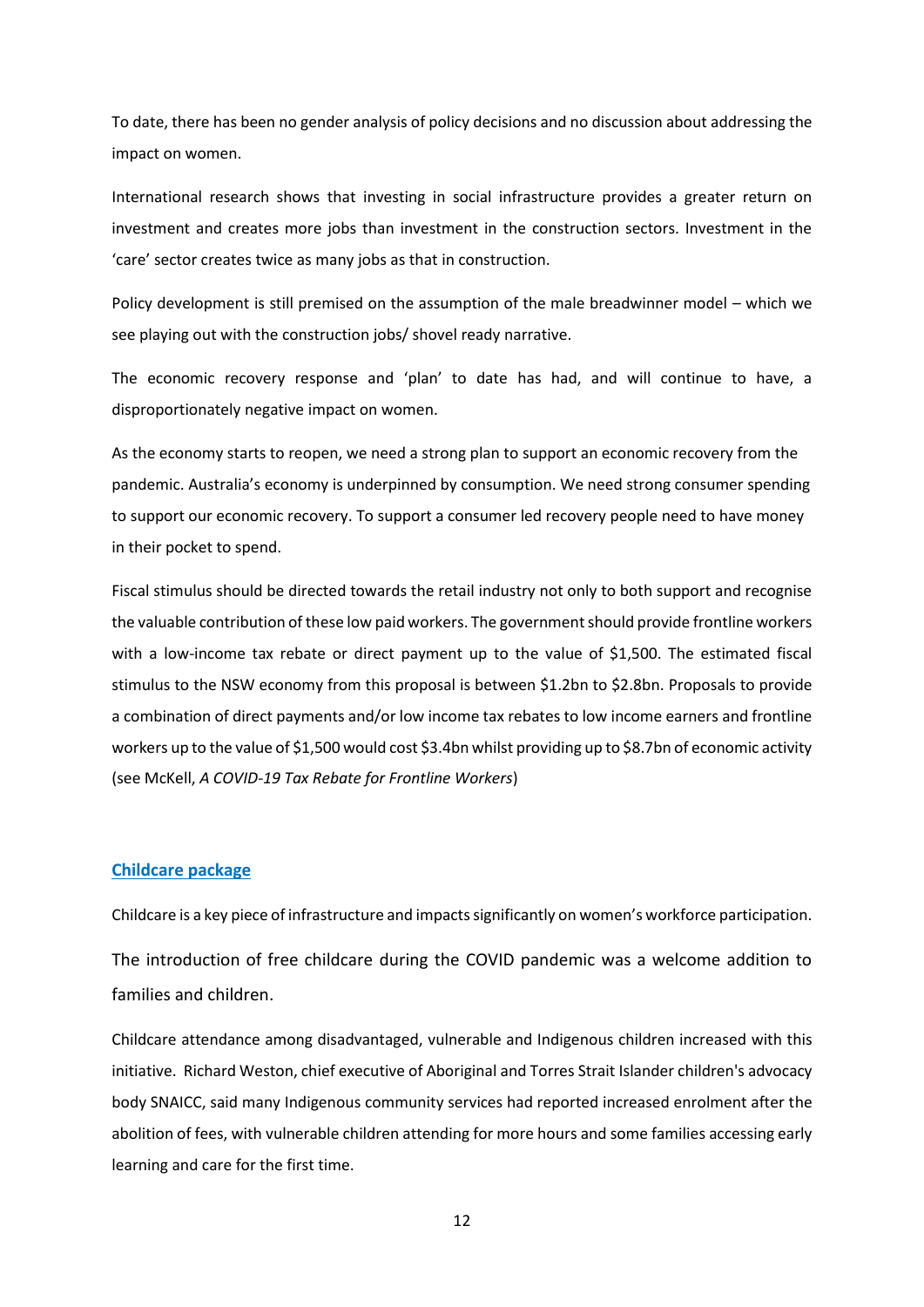To date, there has been no gender analysis of policy decisions and no discussion about addressing the impact on women.

International research shows that investing in social infrastructure provides a greater return on investment and creates more jobs than investment in the construction sectors. Investment in the 'care' sector creates twice as many jobs as that in construction.

Policy development is still premised on the assumption of the male breadwinner model – which we see playing out with the construction jobs/ shovel ready narrative.

The economic recovery response and 'plan' to date has had, and will continue to have, a disproportionately negative impact on women.

As the economy starts to reopen, we need a strong plan to support an economic recovery from the pandemic. Australia's economy is underpinned by consumption. We need strong consumer spending to support our economic recovery. To support a consumer led recovery people need to have money in their pocket to spend.

Fiscal stimulus should be directed towards the retail industry not only to both support and recognise the valuable contribution of these low paid workers. The government should provide frontline workers with a low-income tax rebate or direct payment up to the value of $1,500. The estimated fiscal stimulus to the NSW economy from this proposal is between $1.2bn to $2.8bn. Proposals to provide a combination of direct payments and/or low income tax rebates to low income earners and frontline workers up to the value of $1,500 would cost $3.4bn whilst providing up to $8.7bn of economic activity (see McKell, *A COVID-19 Tax Rebate for Frontline Workers*)

## Childcare package

Childcare is a key piece of infrastructure and impacts significantly on women's workforce participation.

The introduction of free childcare during the COVID pandemic was a welcome addition to families and children.

Childcare attendance among disadvantaged, vulnerable and Indigenous children increased with this initiative. Richard Weston, chief executive of Aboriginal and Torres Strait Islander children's advocacy body SNAICC, said many Indigenous community services had reported increased enrolment after the abolition of fees, with vulnerable children attending for more hours and some families accessing early learning and care for the first time.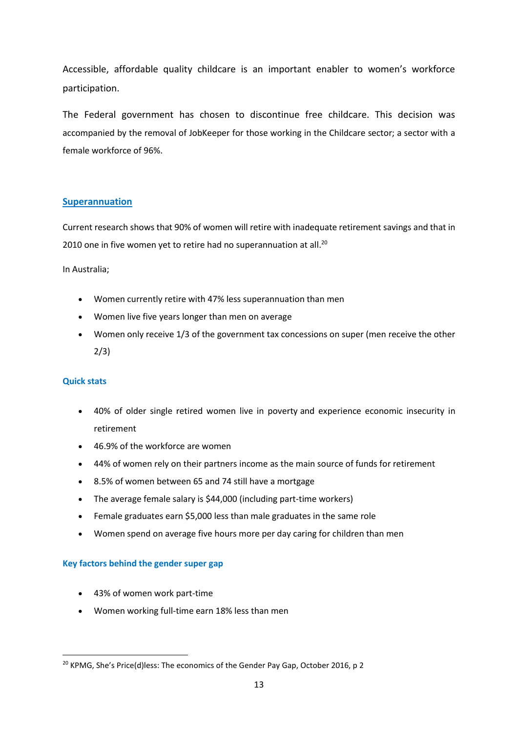Accessible, affordable quality childcare is an important enabler to women's workforce participation.

The Federal government has chosen to discontinue free childcare. This decision was accompanied by the removal of JobKeeper for those working in the Childcare sector; a sector with a female workforce of 96%.

## Superannuation

Current research shows that 90% of women will retire with inadequate retirement savings and that in 2010 one in five women yet to retire had no superannuation at all.[20]

In Australia;

- Women currently retire with 47% less superannuation than men
- Women live five years longer than men on average
- Women only receive 1/3 of the government tax concessions on super (men receive the other 2/3)

### Quick stats

- 40% of older single retired women live in poverty and experience economic insecurity in retirement
- 46.9% of the workforce are women
- 44% of women rely on their partners income as the main source of funds for retirement
- 8.5% of women between 65 and 74 still have a mortgage
- The average female salary is $44,000 (including part-time workers)
- Female graduates earn $5,000 less than male graduates in the same role
- Women spend on average five hours more per day caring for children than men

### Key factors behind the gender super gap

- 43% of women work part-time
- Women working full-time earn 18% less than men

[20] KPMG, She's Price(d)less: The economics of the Gender Pay Gap, October 2016, p 2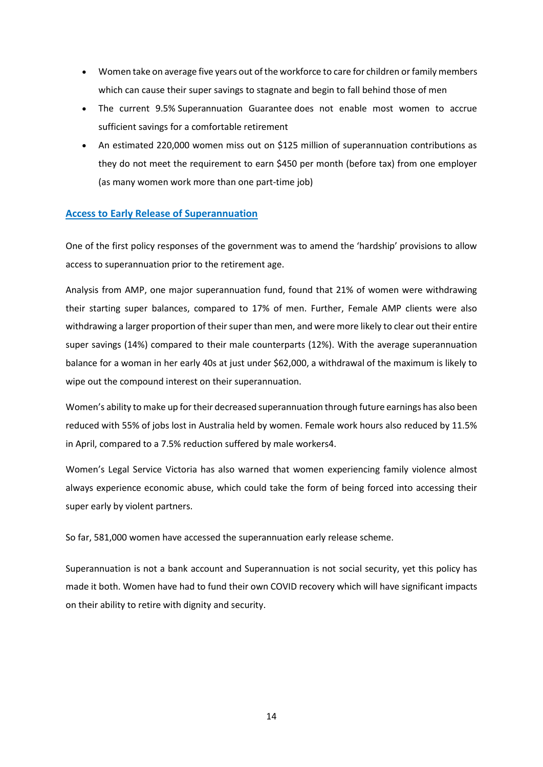- Women take on average five years out of the workforce to care for children or family members which can cause their super savings to stagnate and begin to fall behind those of men
- The current 9.5% Superannuation Guarantee does not enable most women to accrue sufficient savings for a comfortable retirement
- An estimated 220,000 women miss out on $125 million of superannuation contributions as they do not meet the requirement to earn $450 per month (before tax) from one employer (as many women work more than one part-time job)

## Access to Early Release of Superannuation

One of the first policy responses of the government was to amend the 'hardship' provisions to allow access to superannuation prior to the retirement age.

Analysis from AMP, one major superannuation fund, found that 21% of women were withdrawing their starting super balances, compared to 17% of men. Further, Female AMP clients were also withdrawing a larger proportion of their super than men, and were more likely to clear out their entire super savings (14%) compared to their male counterparts (12%). With the average superannuation balance for a woman in her early 40s at just under $62,000, a withdrawal of the maximum is likely to wipe out the compound interest on their superannuation.

Women's ability to make up for their decreased superannuation through future earnings has also been reduced with 55% of jobs lost in Australia held by women. Female work hours also reduced by 11.5% in April, compared to a 7.5% reduction suffered by male workers[4].

Women's Legal Service Victoria has also warned that women experiencing family violence almost always experience economic abuse, which could take the form of being forced into accessing their super early by violent partners.

So far, 581,000 women have accessed the superannuation early release scheme.

Superannuation is not a bank account and Superannuation is not social security, yet this policy has made it both. Women have had to fund their own COVID recovery which will have significant impacts on their ability to retire with dignity and security.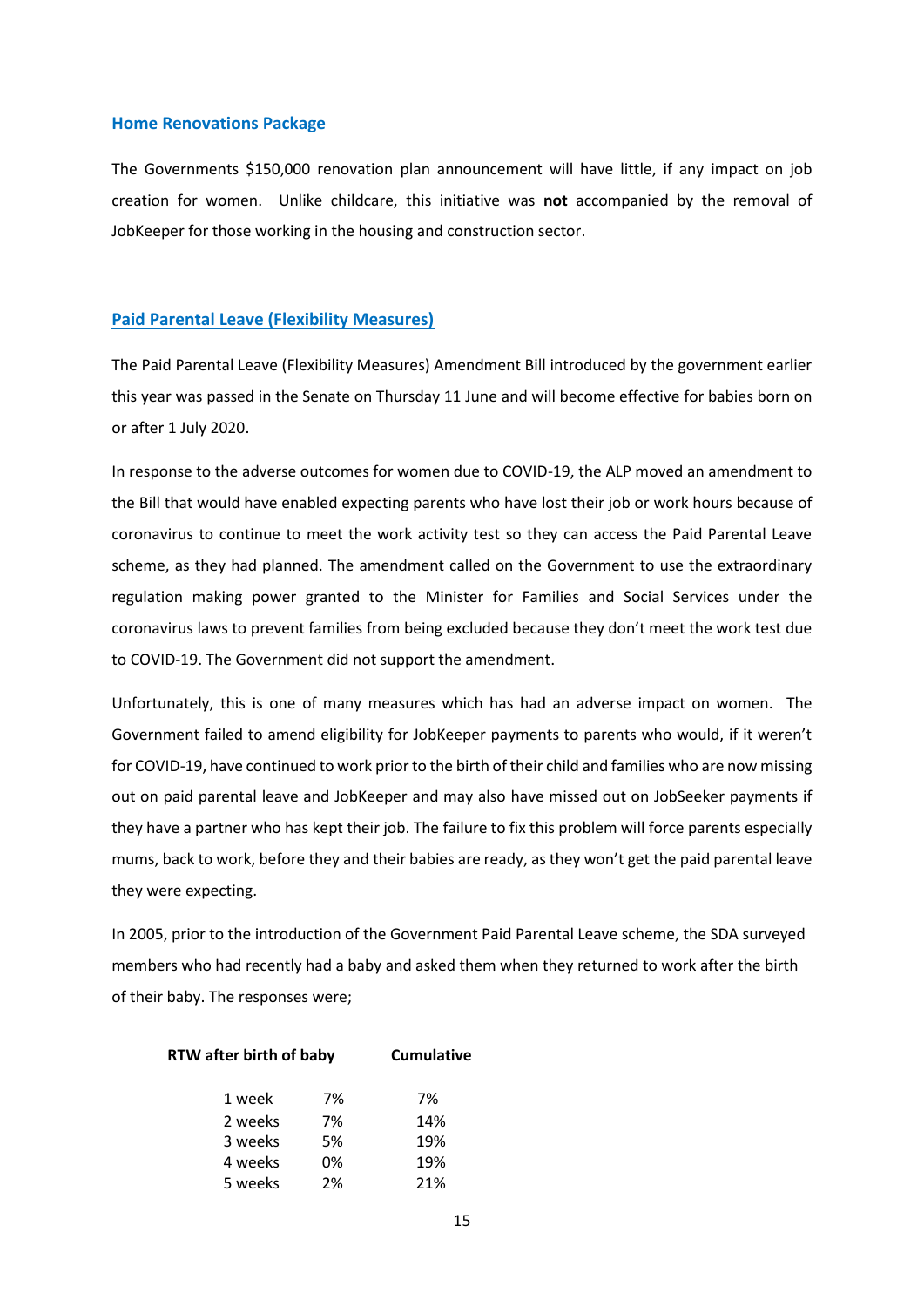## Home Renovations Package

The Governments $150,000 renovation plan announcement will have little, if any impact on job creation for women. Unlike childcare, this initiative was **not** accompanied by the removal of JobKeeper for those working in the housing and construction sector.

## Paid Parental Leave (Flexibility Measures)

The Paid Parental Leave (Flexibility Measures) Amendment Bill introduced by the government earlier this year was passed in the Senate on Thursday 11 June and will become effective for babies born on or after 1 July 2020.

In response to the adverse outcomes for women due to COVID-19, the ALP moved an amendment to the Bill that would have enabled expecting parents who have lost their job or work hours because of coronavirus to continue to meet the work activity test so they can access the Paid Parental Leave scheme, as they had planned. The amendment called on the Government to use the extraordinary regulation making power granted to the Minister for Families and Social Services under the coronavirus laws to prevent families from being excluded because they don't meet the work test due to COVID-19. The Government did not support the amendment.

Unfortunately, this is one of many measures which has had an adverse impact on women. The Government failed to amend eligibility for JobKeeper payments to parents who would, if it weren't for COVID-19, have continued to work prior to the birth of their child and families who are now missing out on paid parental leave and JobKeeper and may also have missed out on JobSeeker payments if they have a partner who has kept their job. The failure to fix this problem will force parents especially mums, back to work, before they and their babies are ready, as they won't get the paid parental leave they were expecting.

In 2005, prior to the introduction of the Government Paid Parental Leave scheme, the SDA surveyed members who had recently had a baby and asked them when they returned to work after the birth of their baby. The responses were;

| RTW after birth of baby | | Cumulative |
|---|---|---|
| 1 week | 7% | 7% |
| 2 weeks | 7% | 14% |
| 3 weeks | 5% | 19% |
| 4 weeks | 0% | 19% |
| 5 weeks | 2% | 21% |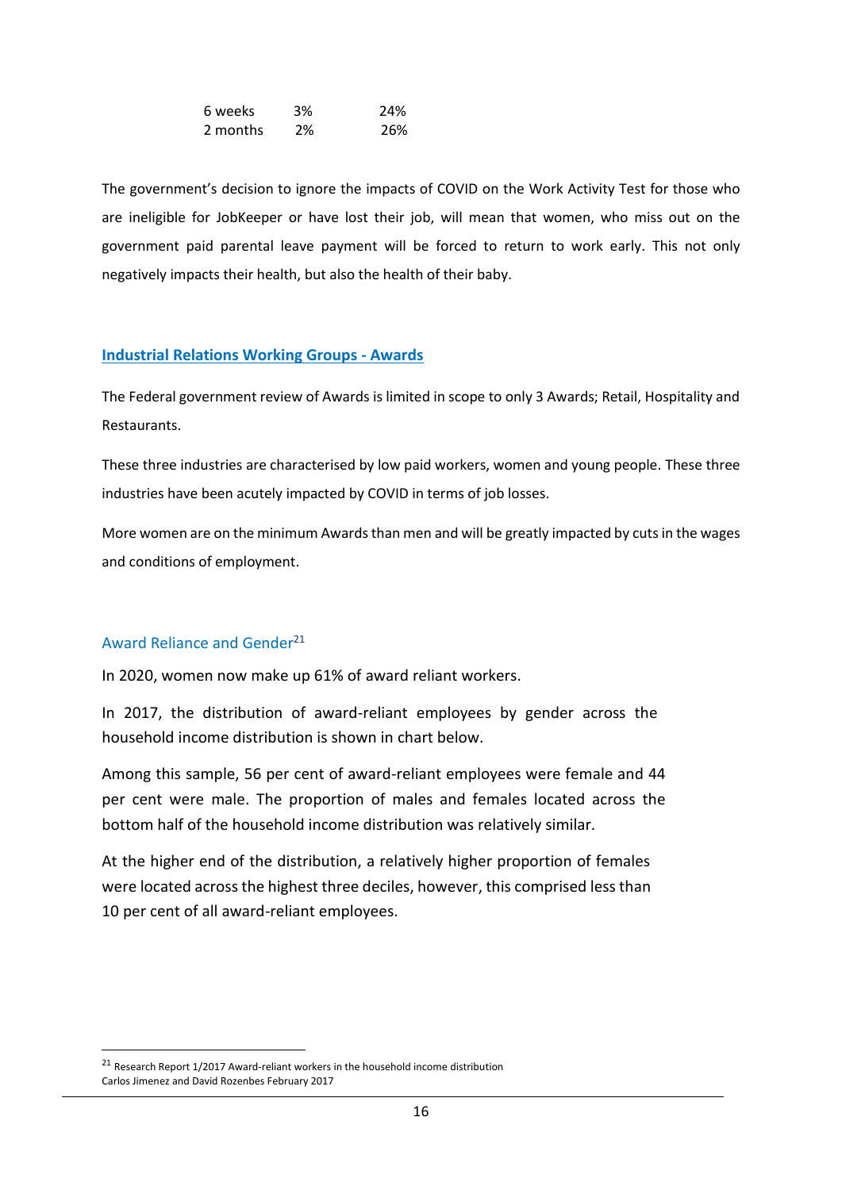| | | |
|---|---|---|
| 6 weeks | 3% | 24% |
| 2 months | 2% | 26% |

The government's decision to ignore the impacts of COVID on the Work Activity Test for those who are ineligible for JobKeeper or have lost their job, will mean that women, who miss out on the government paid parental leave payment will be forced to return to work early. This not only negatively impacts their health, but also the health of their baby.

## Industrial Relations Working Groups - Awards

The Federal government review of Awards is limited in scope to only 3 Awards; Retail, Hospitality and Restaurants.

These three industries are characterised by low paid workers, women and young people. These three industries have been acutely impacted by COVID in terms of job losses.

More women are on the minimum Awards than men and will be greatly impacted by cuts in the wages and conditions of employment.

### Award Reliance and Gender[21]

In 2020, women now make up 61% of award reliant workers.

In 2017, the distribution of award-reliant employees by gender across the household income distribution is shown in chart below.

Among this sample, 56 per cent of award-reliant employees were female and 44 per cent were male. The proportion of males and females located across the bottom half of the household income distribution was relatively similar.

At the higher end of the distribution, a relatively higher proportion of females were located across the highest three deciles, however, this comprised less than 10 per cent of all award-reliant employees.

[21] Research Report 1/2017 Award-reliant workers in the household income distribution
Carlos Jimenez and David Rozenbes February 2017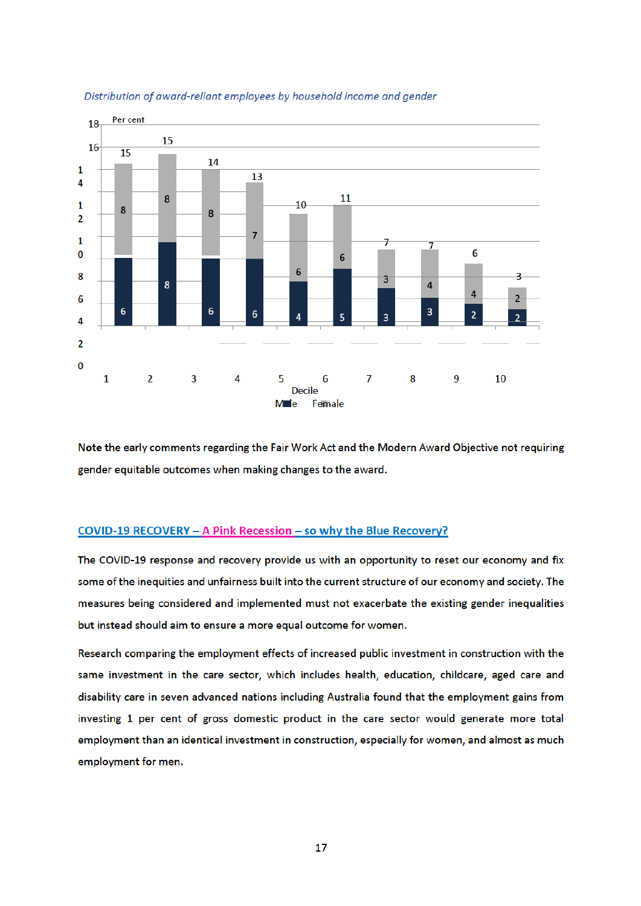*Distribution of award-reliant employees by household income and gender*

| Decile | Male | Female | Total |
|---|---|---|---|
| 1 | 6 | 8 | 15 |
| 2 | 8 | 8 | 15 |
| 3 | 6 | 8 | 14 |
| 4 | 6 | 7 | 13 |
| 5 | 4 | 6 | 10 |
| 6 | 5 | 6 | 11 |
| 7 | 3 | 3 | 7 |
| 8 | 3 | 4 | 7 |
| 9 | 2 | 4 | 6 |
| 10 | 2 | 2 | 3 |

Note the early comments regarding the Fair Work Act and the Modern Award Objective not requiring gender equitable outcomes when making changes to the award.

## COVID-19 RECOVERY – A Pink Recession – so why the Blue Recovery?

The COVID-19 response and recovery provide us with an opportunity to reset our economy and fix some of the inequities and unfairness built into the current structure of our economy and society. The measures being considered and implemented must not exacerbate the existing gender inequalities but instead should aim to ensure a more equal outcome for women.

Research comparing the employment effects of increased public investment in construction with the same investment in the care sector, which includes health, education, childcare, aged care and disability care in seven advanced nations including Australia found that the employment gains from investing 1 per cent of gross domestic product in the care sector would generate more total employment than an identical investment in construction, especially for women, and almost as much employment for men.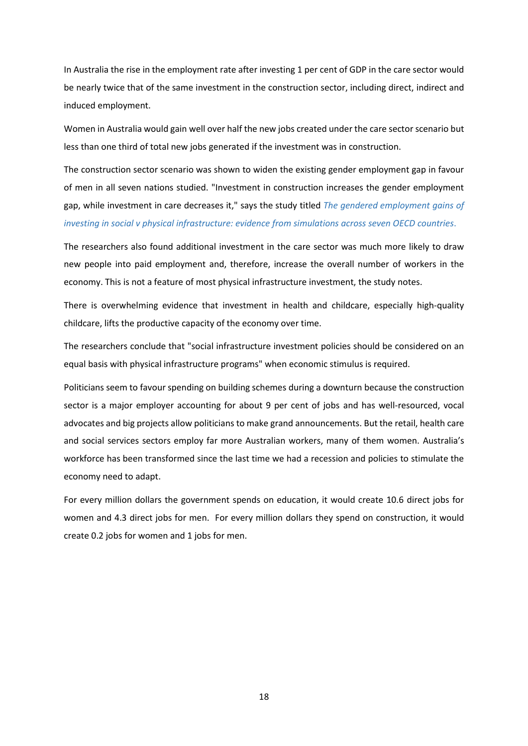In Australia the rise in the employment rate after investing 1 per cent of GDP in the care sector would be nearly twice that of the same investment in the construction sector, including direct, indirect and induced employment.

Women in Australia would gain well over half the new jobs created under the care sector scenario but less than one third of total new jobs generated if the investment was in construction.

The construction sector scenario was shown to widen the existing gender employment gap in favour of men in all seven nations studied. "Investment in construction increases the gender employment gap, while investment in care decreases it," says the study titled *The gendered employment gains of investing in social v physical infrastructure: evidence from simulations across seven OECD countries*.

The researchers also found additional investment in the care sector was much more likely to draw new people into paid employment and, therefore, increase the overall number of workers in the economy. This is not a feature of most physical infrastructure investment, the study notes.

There is overwhelming evidence that investment in health and childcare, especially high-quality childcare, lifts the productive capacity of the economy over time.

The researchers conclude that "social infrastructure investment policies should be considered on an equal basis with physical infrastructure programs" when economic stimulus is required.

Politicians seem to favour spending on building schemes during a downturn because the construction sector is a major employer accounting for about 9 per cent of jobs and has well-resourced, vocal advocates and big projects allow politicians to make grand announcements. But the retail, health care and social services sectors employ far more Australian workers, many of them women. Australia's workforce has been transformed since the last time we had a recession and policies to stimulate the economy need to adapt.

For every million dollars the government spends on education, it would create 10.6 direct jobs for women and 4.3 direct jobs for men. For every million dollars they spend on construction, it would create 0.2 jobs for women and 1 jobs for men.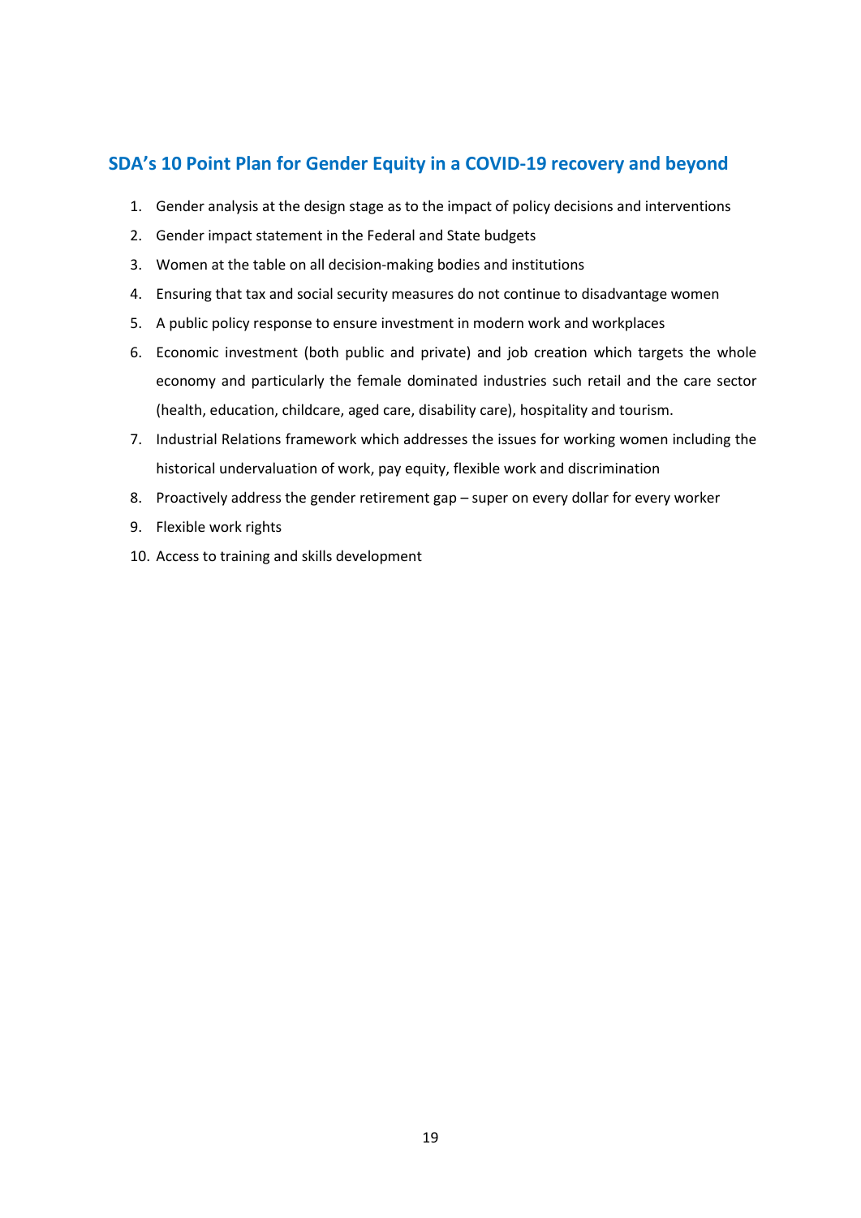## SDA's 10 Point Plan for Gender Equity in a COVID-19 recovery and beyond

1. Gender analysis at the design stage as to the impact of policy decisions and interventions
2. Gender impact statement in the Federal and State budgets
3. Women at the table on all decision-making bodies and institutions
4. Ensuring that tax and social security measures do not continue to disadvantage women
5. A public policy response to ensure investment in modern work and workplaces
6. Economic investment (both public and private) and job creation which targets the whole economy and particularly the female dominated industries such retail and the care sector (health, education, childcare, aged care, disability care), hospitality and tourism.
7. Industrial Relations framework which addresses the issues for working women including the historical undervaluation of work, pay equity, flexible work and discrimination
8. Proactively address the gender retirement gap – super on every dollar for every worker
9. Flexible work rights
10. Access to training and skills development